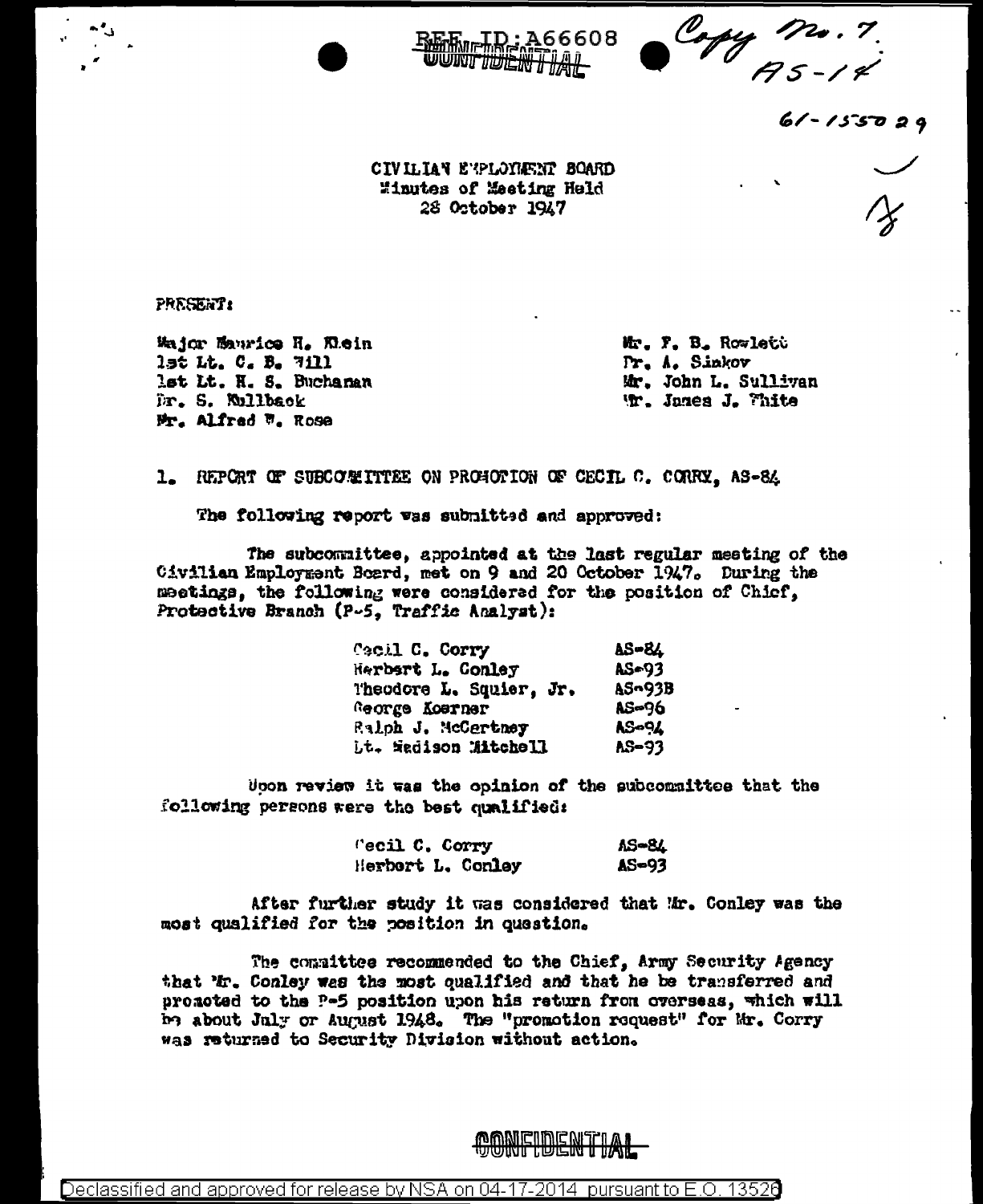REF ID:A66608

CONFIDENTIAL

Copy No. 7
AS-14

61-155029

CIVILIAN EMPLOYMENT BOARD
Minutes of Meeting Held
28 October 1947

PRESENT:

Major Maurice H. Klein
1st Lt. C. B. Hill
1st Lt. H. S. Buchanan
Dr. S. Kullback
Mr. Alfred W. Rose
Mr. F. B. Rowlett
Dr. A. Sinkov
Mr. John L. Sullivan
Mr. James J. White

1. REPORT OF SUBCOMMITTEE ON PROMOTION OF CECIL C. CORRY, AS-84

The following report was submitted and approved:

The subcommittee, appointed at the last regular meeting of the Civilian Employment Board, met on 9 and 20 October 1947. During the meetings, the following were considered for the position of Chief, Protective Branch (P-5, Traffic Analyst):

| | |
|---|---|
| Cecil C. Corry | AS-84 |
| Herbert L. Conley | AS-93 |
| Theodore L. Squier, Jr. | AS-93B |
| George Koerner | AS-96 |
| Ralph J. McCartney | AS-94 |
| Lt. Madison Mitchell | AS-93 |

Upon review it was the opinion of the subcommittee that the following persons were the best qualified:

| | |
|---|---|
| Cecil C. Corry | AS-84 |
| Herbert L. Conley | AS-93 |

After further study it was considered that Mr. Conley was the most qualified for the position in question.

The committee recommended to the Chief, Army Security Agency that Mr. Conley was the most qualified and that he be transferred and promoted to the P-5 position upon his return from overseas, which will be about July or August 1948. The "promotion request" for Mr. Corry was returned to Security Division without action.

CONFIDENTIAL

Declassified and approved for release by NSA on 04-17-2014 pursuant to E.O. 13526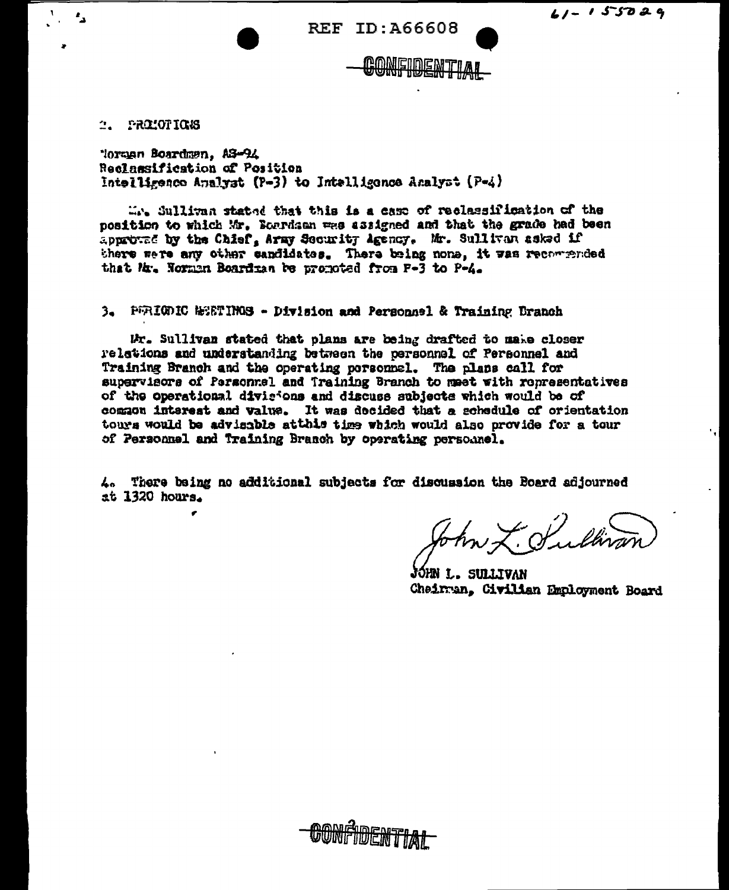REF ID:A66608

61-155029

CONFIDENTIAL

2. PROMOTIONS

Norman Boardman, AS-94
Reclassification of Position
Intelligence Analyst (P-3) to Intelligence Analyst (P-4)

Mr. Sullivan stated that this is a case of reclassification of the position to which Mr. Boardman was assigned and that the grade had been approved by the Chief, Army Security Agency. Mr. Sullivan asked if there were any other candidates. There being none, it was recommended that Mr. Norman Boardman be promoted from P-3 to P-4.

3. PERIODIC MEETINGS - Division and Personnel & Training Branch

Mr. Sullivan stated that plans are being drafted to make closer relations and understanding between the personnel of Personnel and Training Branch and the operating personnel. The plans call for supervisors of Personnel and Training Branch to meet with representatives of the operational divisions and discuss subjects which would be of common interest and value. It was decided that a schedule of orientation tours would be advisable atthis time which would also provide for a tour of Personnel and Training Branch by operating personnel.

4. There being no additional subjects for discussion the Board adjourned at 1320 hours.

John L. Sullivan

JOHN L. SULLIVAN
Chairman, Civilian Employment Board

CONFIDENTIAL